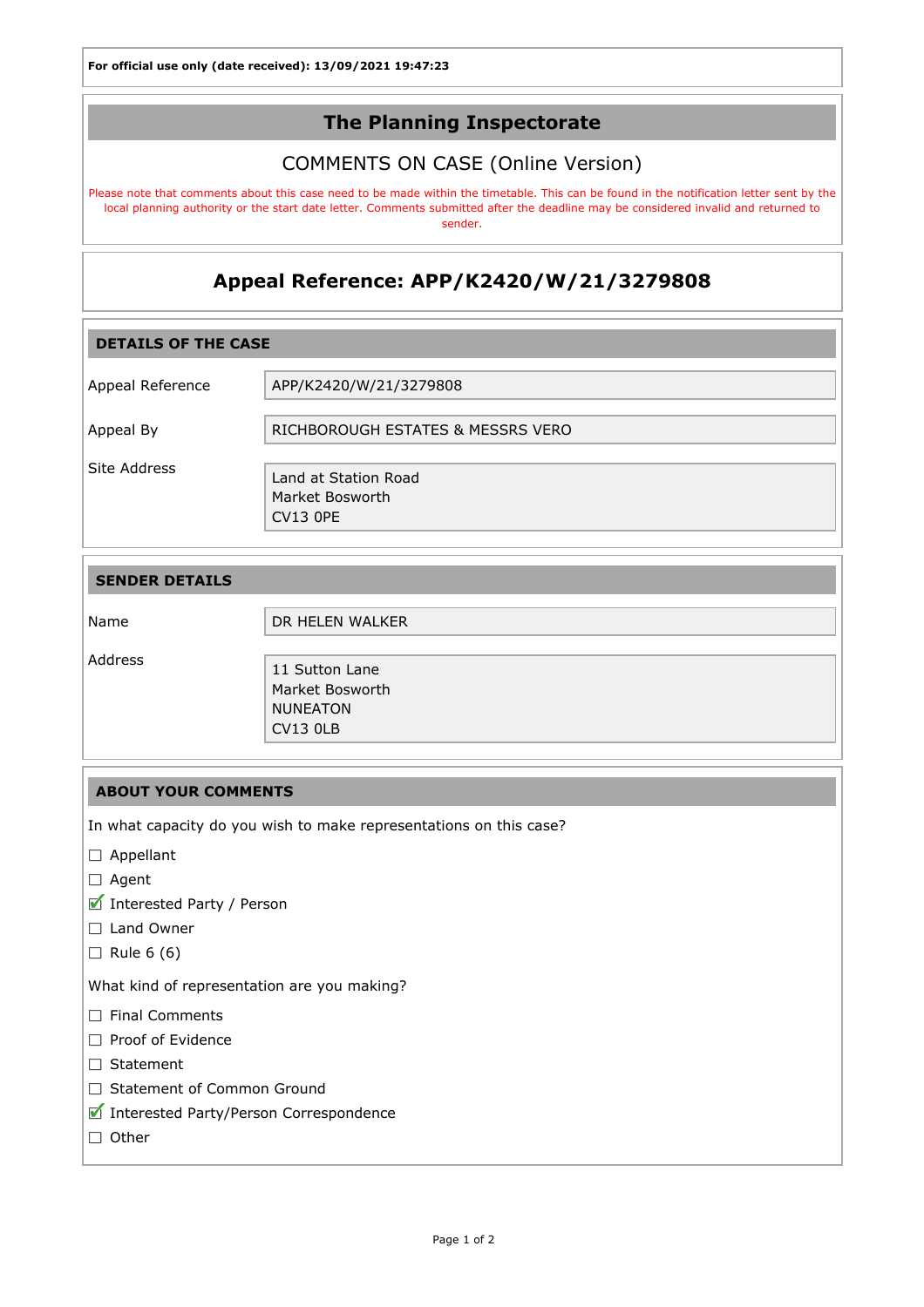**For official use only (date received): 13/09/2021 19:47:23**

## The Planning Inspectorate

### COMMENTS ON CASE (Online Version)

Please note that comments about this case need to be made within the timetable. This can be found in the notification letter sent by the local planning authority or the start date letter. Comments submitted after the deadline may be considered invalid and returned to sender.

## Appeal Reference: APP/K2420/W/21/3279808

### DETAILS OF THE CASE

| | |
|---|---|
| Appeal Reference | APP/K2420/W/21/3279808 |
| Appeal By | RICHBOROUGH ESTATES & MESSRS VERO |
| Site Address | Land at Station Road<br>Market Bosworth<br>CV13 0PE |

### SENDER DETAILS

| | |
|---|---|
| Name | DR HELEN WALKER |
| Address | 11 Sutton Lane<br>Market Bosworth<br>NUNEATON<br>CV13 0LB |

### ABOUT YOUR COMMENTS

In what capacity do you wish to make representations on this case?

- ☐ Appellant
- ☐ Agent
- ☑ Interested Party / Person
- ☐ Land Owner
- ☐ Rule 6 (6)

What kind of representation are you making?

- ☐ Final Comments
- ☐ Proof of Evidence
- ☐ Statement
- ☐ Statement of Common Ground
- ☑ Interested Party/Person Correspondence
- ☐ Other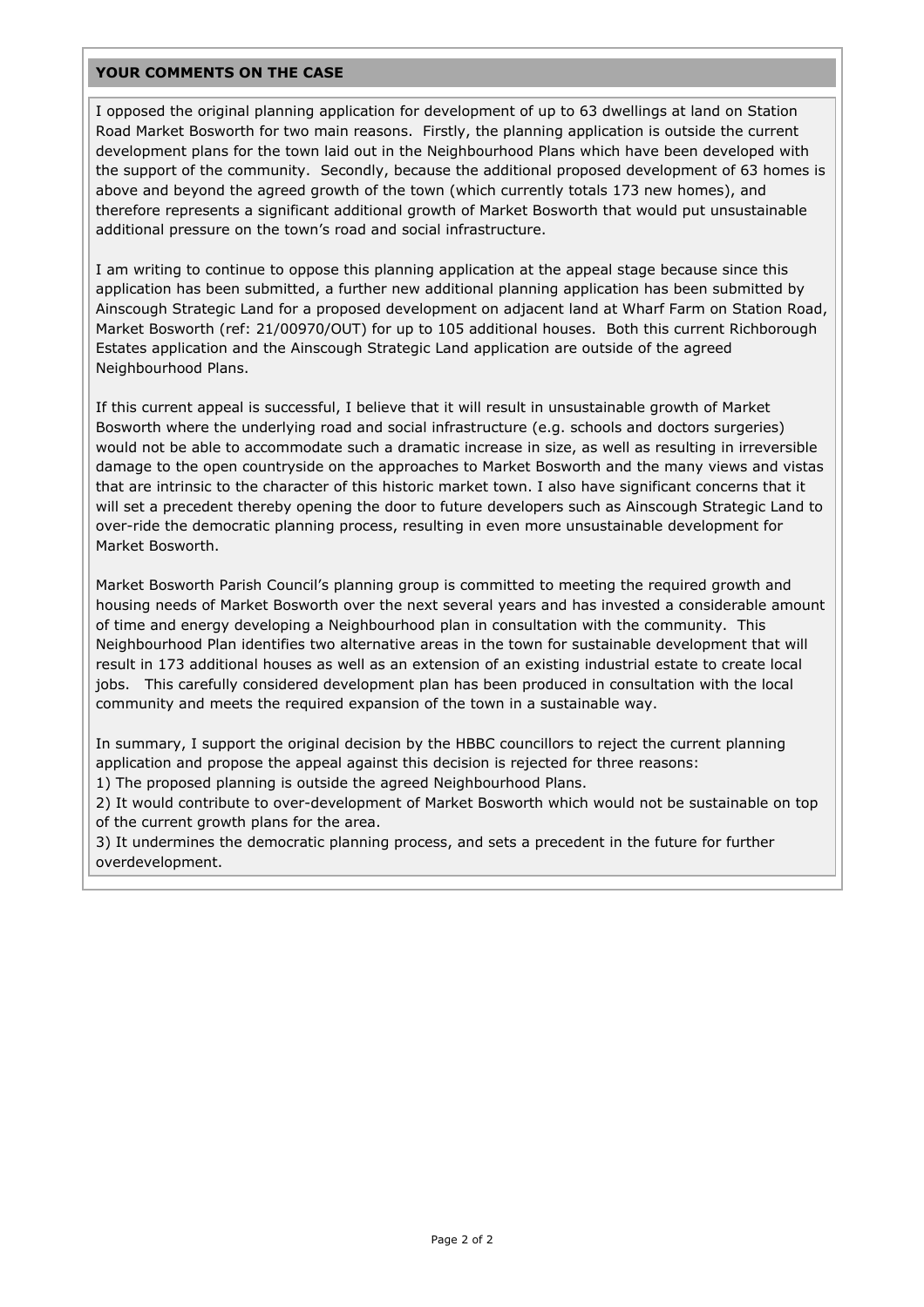## YOUR COMMENTS ON THE CASE

I opposed the original planning application for development of up to 63 dwellings at land on Station Road Market Bosworth for two main reasons. Firstly, the planning application is outside the current development plans for the town laid out in the Neighbourhood Plans which have been developed with the support of the community. Secondly, because the additional proposed development of 63 homes is above and beyond the agreed growth of the town (which currently totals 173 new homes), and therefore represents a significant additional growth of Market Bosworth that would put unsustainable additional pressure on the town's road and social infrastructure.

I am writing to continue to oppose this planning application at the appeal stage because since this application has been submitted, a further new additional planning application has been submitted by Ainscough Strategic Land for a proposed development on adjacent land at Wharf Farm on Station Road, Market Bosworth (ref: 21/00970/OUT) for up to 105 additional houses. Both this current Richborough Estates application and the Ainscough Strategic Land application are outside of the agreed Neighbourhood Plans.

If this current appeal is successful, I believe that it will result in unsustainable growth of Market Bosworth where the underlying road and social infrastructure (e.g. schools and doctors surgeries) would not be able to accommodate such a dramatic increase in size, as well as resulting in irreversible damage to the open countryside on the approaches to Market Bosworth and the many views and vistas that are intrinsic to the character of this historic market town. I also have significant concerns that it will set a precedent thereby opening the door to future developers such as Ainscough Strategic Land to over-ride the democratic planning process, resulting in even more unsustainable development for Market Bosworth.

Market Bosworth Parish Council's planning group is committed to meeting the required growth and housing needs of Market Bosworth over the next several years and has invested a considerable amount of time and energy developing a Neighbourhood plan in consultation with the community. This Neighbourhood Plan identifies two alternative areas in the town for sustainable development that will result in 173 additional houses as well as an extension of an existing industrial estate to create local jobs. This carefully considered development plan has been produced in consultation with the local community and meets the required expansion of the town in a sustainable way.

In summary, I support the original decision by the HBBC councillors to reject the current planning application and propose the appeal against this decision is rejected for three reasons:

1) The proposed planning is outside the agreed Neighbourhood Plans.
2) It would contribute to over-development of Market Bosworth which would not be sustainable on top of the current growth plans for the area.
3) It undermines the democratic planning process, and sets a precedent in the future for further overdevelopment.